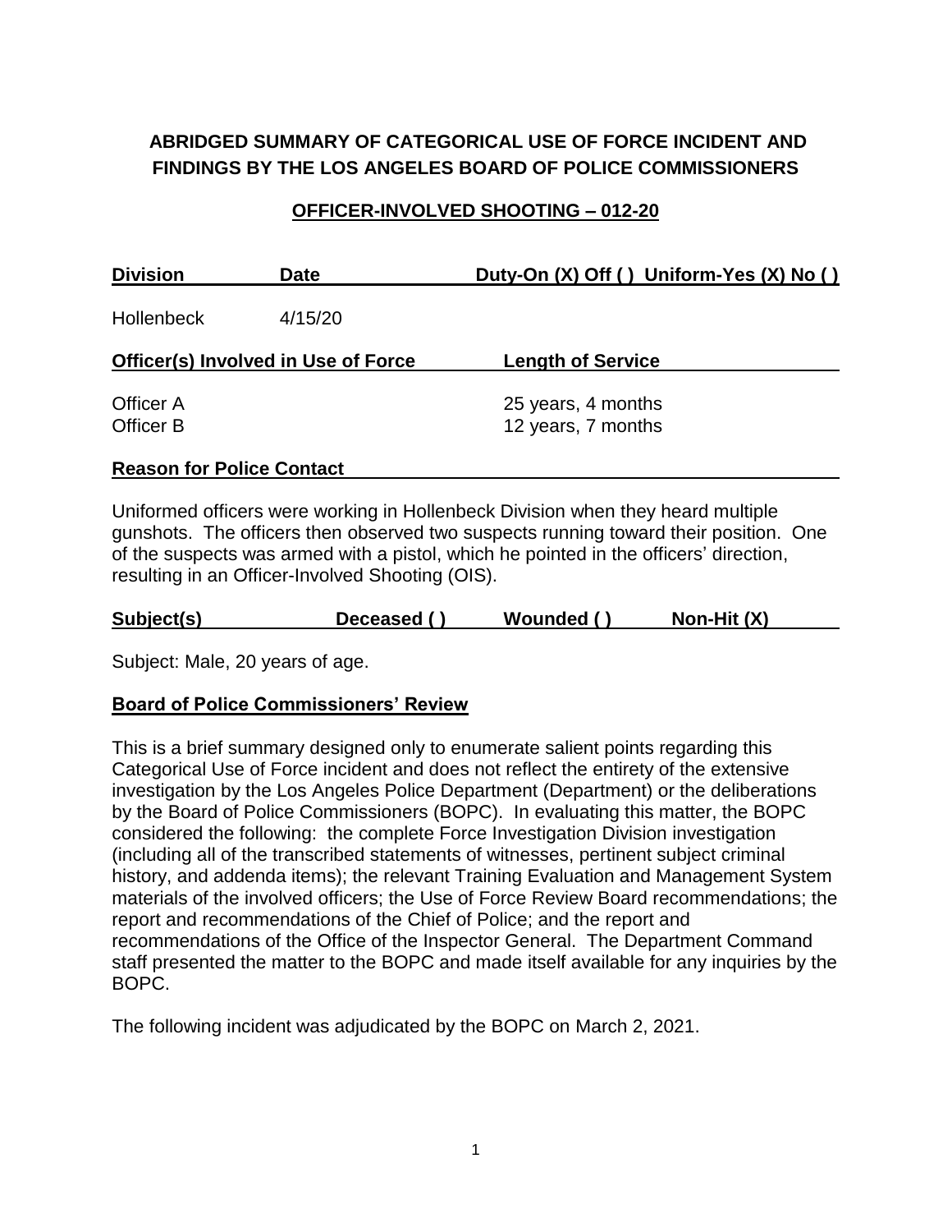## ABRIDGED SUMMARY OF CATEGORICAL USE OF FORCE INCIDENT AND FINDINGS BY THE LOS ANGELES BOARD OF POLICE COMMISSIONERS

### OFFICER-INVOLVED SHOOTING – 012-20

| Division | Date | Duty-On (X) Off ( ) Uniform-Yes (X) No ( ) |
|---|---|---|
| Hollenbeck | 4/15/20 | |

| Officer(s) Involved in Use of Force | Length of Service |
|---|---|
| Officer A | 25 years, 4 months |
| Officer B | 12 years, 7 months |

**Reason for Police Contact**

Uniformed officers were working in Hollenbeck Division when they heard multiple gunshots. The officers then observed two suspects running toward their position. One of the suspects was armed with a pistol, which he pointed in the officers' direction, resulting in an Officer-Involved Shooting (OIS).

| Subject(s) | Deceased ( ) | Wounded ( ) | Non-Hit (X) |
|---|---|---|---|

Subject: Male, 20 years of age.

**Board of Police Commissioners' Review**

This is a brief summary designed only to enumerate salient points regarding this Categorical Use of Force incident and does not reflect the entirety of the extensive investigation by the Los Angeles Police Department (Department) or the deliberations by the Board of Police Commissioners (BOPC). In evaluating this matter, the BOPC considered the following: the complete Force Investigation Division investigation (including all of the transcribed statements of witnesses, pertinent subject criminal history, and addenda items); the relevant Training Evaluation and Management System materials of the involved officers; the Use of Force Review Board recommendations; the report and recommendations of the Chief of Police; and the report and recommendations of the Office of the Inspector General. The Department Command staff presented the matter to the BOPC and made itself available for any inquiries by the BOPC.

The following incident was adjudicated by the BOPC on March 2, 2021.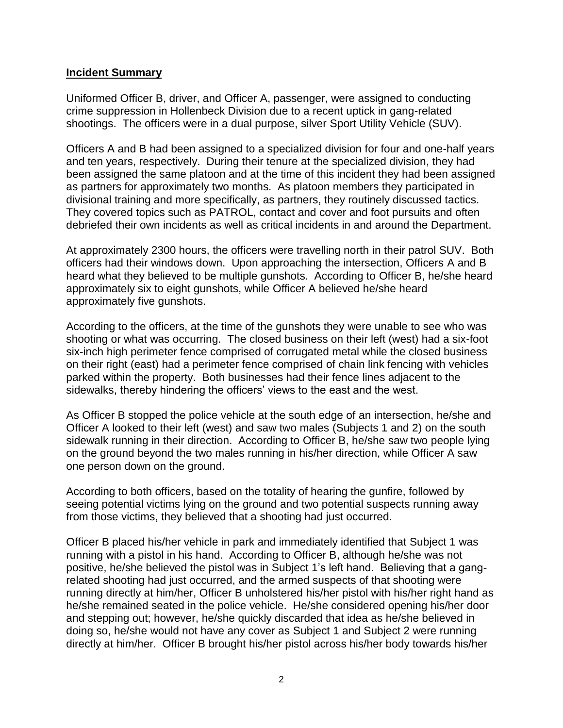**Incident Summary**

Uniformed Officer B, driver, and Officer A, passenger, were assigned to conducting crime suppression in Hollenbeck Division due to a recent uptick in gang-related shootings. The officers were in a dual purpose, silver Sport Utility Vehicle (SUV).

Officers A and B had been assigned to a specialized division for four and one-half years and ten years, respectively. During their tenure at the specialized division, they had been assigned the same platoon and at the time of this incident they had been assigned as partners for approximately two months. As platoon members they participated in divisional training and more specifically, as partners, they routinely discussed tactics. They covered topics such as PATROL, contact and cover and foot pursuits and often debriefed their own incidents as well as critical incidents in and around the Department.

At approximately 2300 hours, the officers were travelling north in their patrol SUV. Both officers had their windows down. Upon approaching the intersection, Officers A and B heard what they believed to be multiple gunshots. According to Officer B, he/she heard approximately six to eight gunshots, while Officer A believed he/she heard approximately five gunshots.

According to the officers, at the time of the gunshots they were unable to see who was shooting or what was occurring. The closed business on their left (west) had a six-foot six-inch high perimeter fence comprised of corrugated metal while the closed business on their right (east) had a perimeter fence comprised of chain link fencing with vehicles parked within the property. Both businesses had their fence lines adjacent to the sidewalks, thereby hindering the officers' views to the east and the west.

As Officer B stopped the police vehicle at the south edge of an intersection, he/she and Officer A looked to their left (west) and saw two males (Subjects 1 and 2) on the south sidewalk running in their direction. According to Officer B, he/she saw two people lying on the ground beyond the two males running in his/her direction, while Officer A saw one person down on the ground.

According to both officers, based on the totality of hearing the gunfire, followed by seeing potential victims lying on the ground and two potential suspects running away from those victims, they believed that a shooting had just occurred.

Officer B placed his/her vehicle in park and immediately identified that Subject 1 was running with a pistol in his hand. According to Officer B, although he/she was not positive, he/she believed the pistol was in Subject 1's left hand. Believing that a gang-related shooting had just occurred, and the armed suspects of that shooting were running directly at him/her, Officer B unholstered his/her pistol with his/her right hand as he/she remained seated in the police vehicle. He/she considered opening his/her door and stepping out; however, he/she quickly discarded that idea as he/she believed in doing so, he/she would not have any cover as Subject 1 and Subject 2 were running directly at him/her. Officer B brought his/her pistol across his/her body towards his/her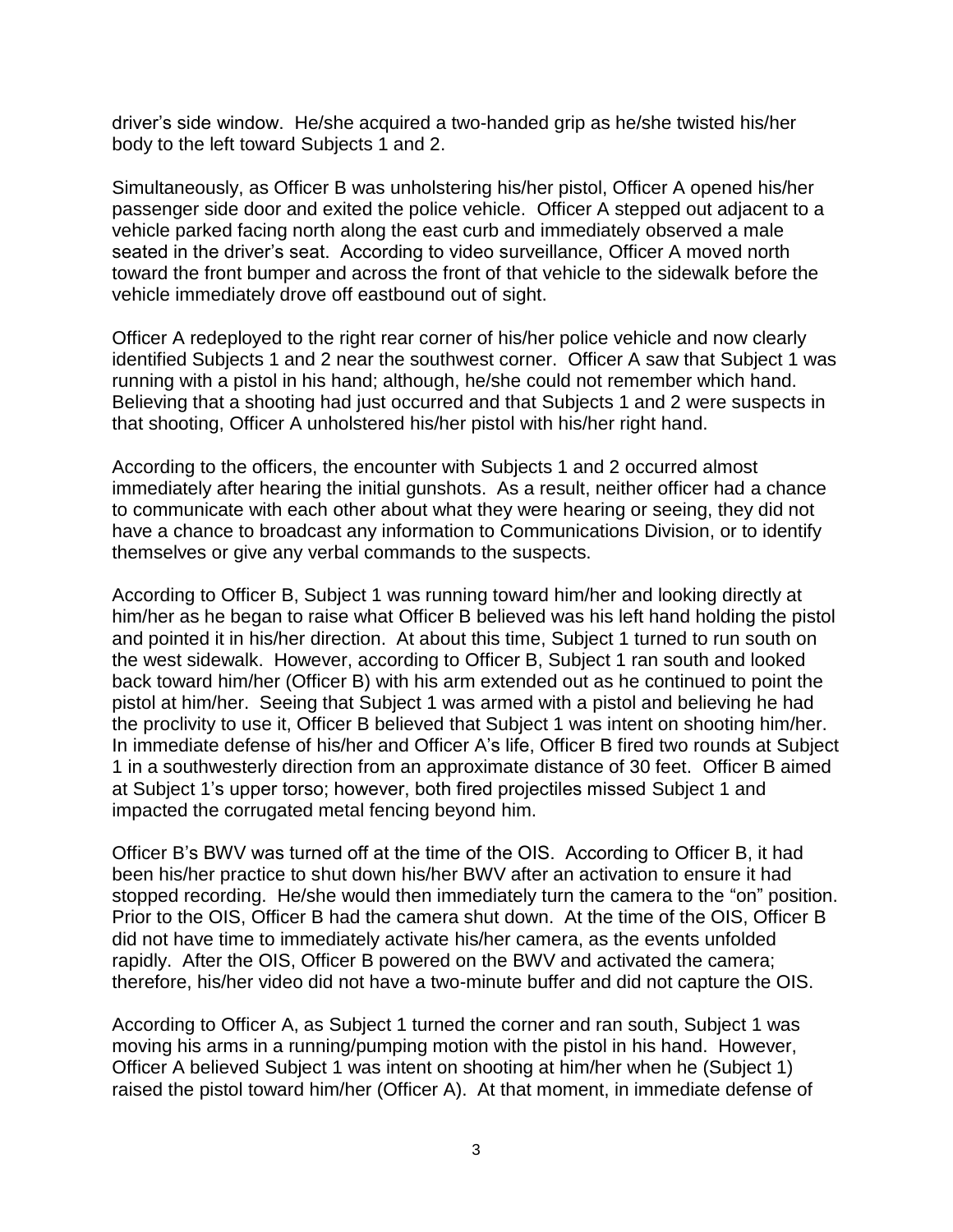driver's side window. He/she acquired a two-handed grip as he/she twisted his/her body to the left toward Subjects 1 and 2.

Simultaneously, as Officer B was unholstering his/her pistol, Officer A opened his/her passenger side door and exited the police vehicle. Officer A stepped out adjacent to a vehicle parked facing north along the east curb and immediately observed a male seated in the driver's seat. According to video surveillance, Officer A moved north toward the front bumper and across the front of that vehicle to the sidewalk before the vehicle immediately drove off eastbound out of sight.

Officer A redeployed to the right rear corner of his/her police vehicle and now clearly identified Subjects 1 and 2 near the southwest corner. Officer A saw that Subject 1 was running with a pistol in his hand; although, he/she could not remember which hand. Believing that a shooting had just occurred and that Subjects 1 and 2 were suspects in that shooting, Officer A unholstered his/her pistol with his/her right hand.

According to the officers, the encounter with Subjects 1 and 2 occurred almost immediately after hearing the initial gunshots. As a result, neither officer had a chance to communicate with each other about what they were hearing or seeing, they did not have a chance to broadcast any information to Communications Division, or to identify themselves or give any verbal commands to the suspects.

According to Officer B, Subject 1 was running toward him/her and looking directly at him/her as he began to raise what Officer B believed was his left hand holding the pistol and pointed it in his/her direction. At about this time, Subject 1 turned to run south on the west sidewalk. However, according to Officer B, Subject 1 ran south and looked back toward him/her (Officer B) with his arm extended out as he continued to point the pistol at him/her. Seeing that Subject 1 was armed with a pistol and believing he had the proclivity to use it, Officer B believed that Subject 1 was intent on shooting him/her. In immediate defense of his/her and Officer A's life, Officer B fired two rounds at Subject 1 in a southwesterly direction from an approximate distance of 30 feet. Officer B aimed at Subject 1's upper torso; however, both fired projectiles missed Subject 1 and impacted the corrugated metal fencing beyond him.

Officer B's BWV was turned off at the time of the OIS. According to Officer B, it had been his/her practice to shut down his/her BWV after an activation to ensure it had stopped recording. He/she would then immediately turn the camera to the "on" position. Prior to the OIS, Officer B had the camera shut down. At the time of the OIS, Officer B did not have time to immediately activate his/her camera, as the events unfolded rapidly. After the OIS, Officer B powered on the BWV and activated the camera; therefore, his/her video did not have a two-minute buffer and did not capture the OIS.

According to Officer A, as Subject 1 turned the corner and ran south, Subject 1 was moving his arms in a running/pumping motion with the pistol in his hand. However, Officer A believed Subject 1 was intent on shooting at him/her when he (Subject 1) raised the pistol toward him/her (Officer A). At that moment, in immediate defense of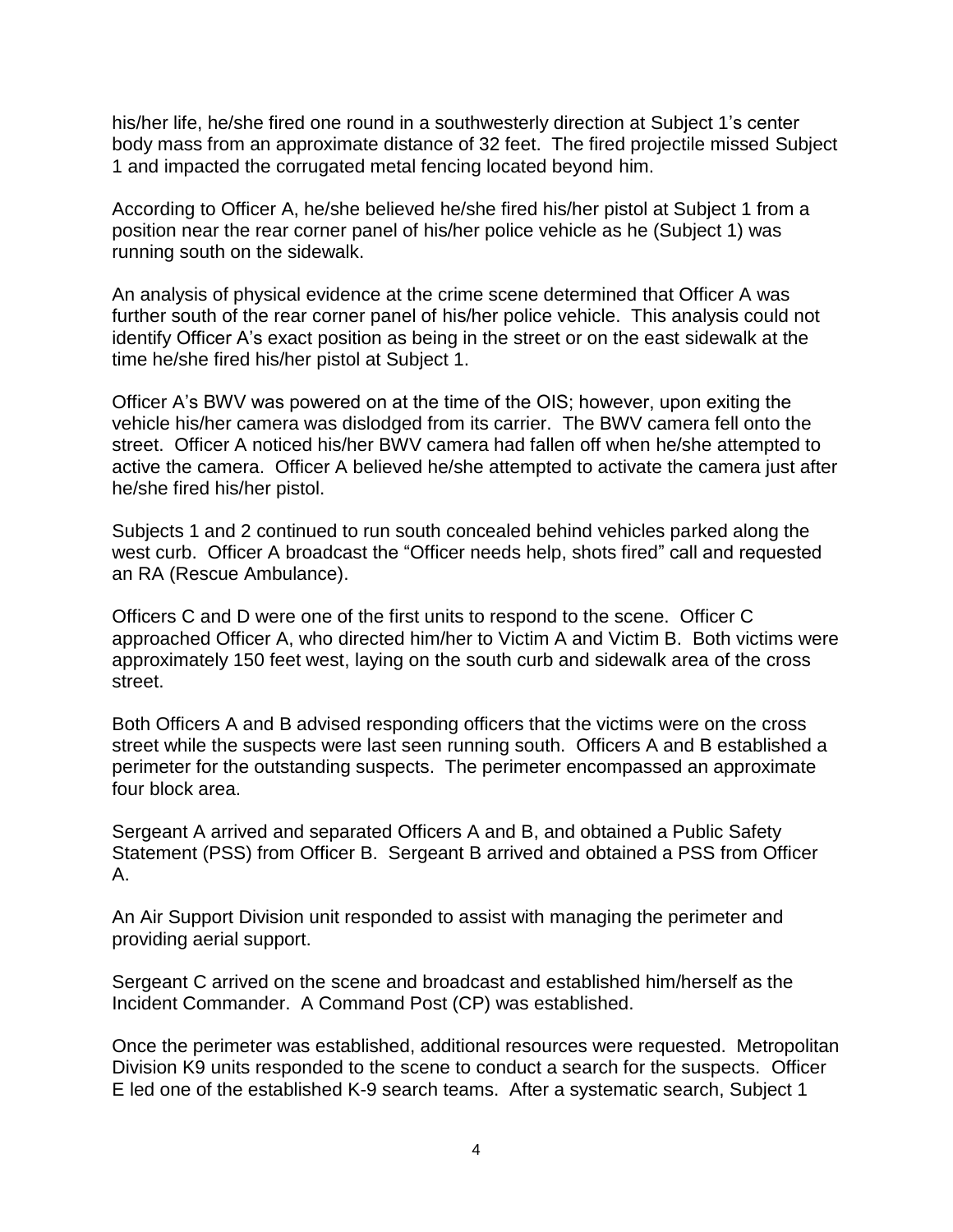his/her life, he/she fired one round in a southwesterly direction at Subject 1's center body mass from an approximate distance of 32 feet. The fired projectile missed Subject 1 and impacted the corrugated metal fencing located beyond him.

According to Officer A, he/she believed he/she fired his/her pistol at Subject 1 from a position near the rear corner panel of his/her police vehicle as he (Subject 1) was running south on the sidewalk.

An analysis of physical evidence at the crime scene determined that Officer A was further south of the rear corner panel of his/her police vehicle. This analysis could not identify Officer A's exact position as being in the street or on the east sidewalk at the time he/she fired his/her pistol at Subject 1.

Officer A's BWV was powered on at the time of the OIS; however, upon exiting the vehicle his/her camera was dislodged from its carrier. The BWV camera fell onto the street. Officer A noticed his/her BWV camera had fallen off when he/she attempted to active the camera. Officer A believed he/she attempted to activate the camera just after he/she fired his/her pistol.

Subjects 1 and 2 continued to run south concealed behind vehicles parked along the west curb. Officer A broadcast the "Officer needs help, shots fired" call and requested an RA (Rescue Ambulance).

Officers C and D were one of the first units to respond to the scene. Officer C approached Officer A, who directed him/her to Victim A and Victim B. Both victims were approximately 150 feet west, laying on the south curb and sidewalk area of the cross street.

Both Officers A and B advised responding officers that the victims were on the cross street while the suspects were last seen running south. Officers A and B established a perimeter for the outstanding suspects. The perimeter encompassed an approximate four block area.

Sergeant A arrived and separated Officers A and B, and obtained a Public Safety Statement (PSS) from Officer B. Sergeant B arrived and obtained a PSS from Officer A.

An Air Support Division unit responded to assist with managing the perimeter and providing aerial support.

Sergeant C arrived on the scene and broadcast and established him/herself as the Incident Commander. A Command Post (CP) was established.

Once the perimeter was established, additional resources were requested. Metropolitan Division K9 units responded to the scene to conduct a search for the suspects. Officer E led one of the established K-9 search teams. After a systematic search, Subject 1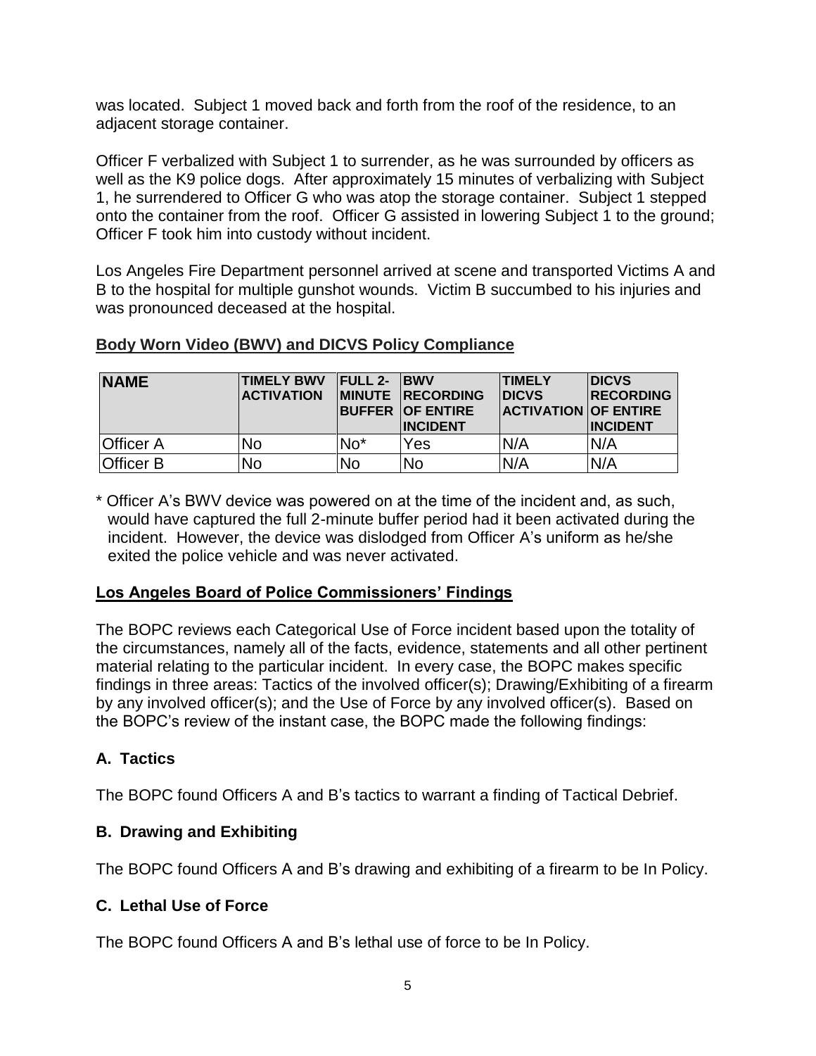was located. Subject 1 moved back and forth from the roof of the residence, to an adjacent storage container.

Officer F verbalized with Subject 1 to surrender, as he was surrounded by officers as well as the K9 police dogs. After approximately 15 minutes of verbalizing with Subject 1, he surrendered to Officer G who was atop the storage container. Subject 1 stepped onto the container from the roof. Officer G assisted in lowering Subject 1 to the ground; Officer F took him into custody without incident.

Los Angeles Fire Department personnel arrived at scene and transported Victims A and B to the hospital for multiple gunshot wounds. Victim B succumbed to his injuries and was pronounced deceased at the hospital.

**Body Worn Video (BWV) and DICVS Policy Compliance**

| NAME | TIMELY BWV ACTIVATION | FULL 2-MINUTE BUFFER | BWV RECORDING OF ENTIRE INCIDENT | TIMELY DICVS ACTIVATION | DICVS RECORDING OF ENTIRE INCIDENT |
|---|---|---|---|---|---|
| Officer A | No | No* | Yes | N/A | N/A |
| Officer B | No | No | No | N/A | N/A |

\* Officer A's BWV device was powered on at the time of the incident and, as such, would have captured the full 2-minute buffer period had it been activated during the incident. However, the device was dislodged from Officer A's uniform as he/she exited the police vehicle and was never activated.

**Los Angeles Board of Police Commissioners' Findings**

The BOPC reviews each Categorical Use of Force incident based upon the totality of the circumstances, namely all of the facts, evidence, statements and all other pertinent material relating to the particular incident. In every case, the BOPC makes specific findings in three areas: Tactics of the involved officer(s); Drawing/Exhibiting of a firearm by any involved officer(s); and the Use of Force by any involved officer(s). Based on the BOPC's review of the instant case, the BOPC made the following findings:

**A. Tactics**

The BOPC found Officers A and B's tactics to warrant a finding of Tactical Debrief.

**B. Drawing and Exhibiting**

The BOPC found Officers A and B's drawing and exhibiting of a firearm to be In Policy.

**C. Lethal Use of Force**

The BOPC found Officers A and B's lethal use of force to be In Policy.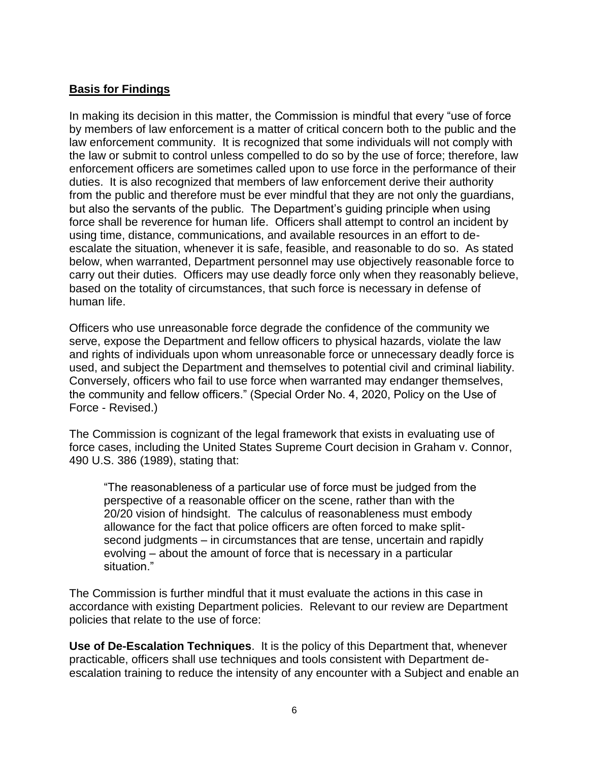**Basis for Findings**

In making its decision in this matter, the Commission is mindful that every "use of force by members of law enforcement is a matter of critical concern both to the public and the law enforcement community. It is recognized that some individuals will not comply with the law or submit to control unless compelled to do so by the use of force; therefore, law enforcement officers are sometimes called upon to use force in the performance of their duties. It is also recognized that members of law enforcement derive their authority from the public and therefore must be ever mindful that they are not only the guardians, but also the servants of the public. The Department's guiding principle when using force shall be reverence for human life. Officers shall attempt to control an incident by using time, distance, communications, and available resources in an effort to de-escalate the situation, whenever it is safe, feasible, and reasonable to do so. As stated below, when warranted, Department personnel may use objectively reasonable force to carry out their duties. Officers may use deadly force only when they reasonably believe, based on the totality of circumstances, that such force is necessary in defense of human life.

Officers who use unreasonable force degrade the confidence of the community we serve, expose the Department and fellow officers to physical hazards, violate the law and rights of individuals upon whom unreasonable force or unnecessary deadly force is used, and subject the Department and themselves to potential civil and criminal liability. Conversely, officers who fail to use force when warranted may endanger themselves, the community and fellow officers." (Special Order No. 4, 2020, Policy on the Use of Force - Revised.)

The Commission is cognizant of the legal framework that exists in evaluating use of force cases, including the United States Supreme Court decision in Graham v. Connor, 490 U.S. 386 (1989), stating that:

> "The reasonableness of a particular use of force must be judged from the perspective of a reasonable officer on the scene, rather than with the 20/20 vision of hindsight. The calculus of reasonableness must embody allowance for the fact that police officers are often forced to make split-second judgments – in circumstances that are tense, uncertain and rapidly evolving – about the amount of force that is necessary in a particular situation."

The Commission is further mindful that it must evaluate the actions in this case in accordance with existing Department policies. Relevant to our review are Department policies that relate to the use of force:

**Use of De-Escalation Techniques**. It is the policy of this Department that, whenever practicable, officers shall use techniques and tools consistent with Department de-escalation training to reduce the intensity of any encounter with a Subject and enable an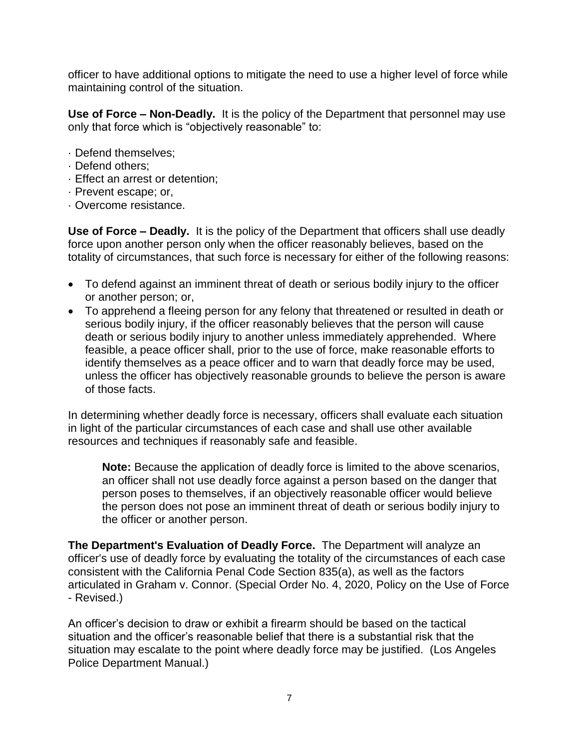officer to have additional options to mitigate the need to use a higher level of force while maintaining control of the situation.

**Use of Force – Non-Deadly.** It is the policy of the Department that personnel may use only that force which is "objectively reasonable" to:

· Defend themselves;
· Defend others;
· Effect an arrest or detention;
· Prevent escape; or,
· Overcome resistance.

**Use of Force – Deadly.** It is the policy of the Department that officers shall use deadly force upon another person only when the officer reasonably believes, based on the totality of circumstances, that such force is necessary for either of the following reasons:

- To defend against an imminent threat of death or serious bodily injury to the officer or another person; or,
- To apprehend a fleeing person for any felony that threatened or resulted in death or serious bodily injury, if the officer reasonably believes that the person will cause death or serious bodily injury to another unless immediately apprehended. Where feasible, a peace officer shall, prior to the use of force, make reasonable efforts to identify themselves as a peace officer and to warn that deadly force may be used, unless the officer has objectively reasonable grounds to believe the person is aware of those facts.

In determining whether deadly force is necessary, officers shall evaluate each situation in light of the particular circumstances of each case and shall use other available resources and techniques if reasonably safe and feasible.

> **Note:** Because the application of deadly force is limited to the above scenarios, an officer shall not use deadly force against a person based on the danger that person poses to themselves, if an objectively reasonable officer would believe the person does not pose an imminent threat of death or serious bodily injury to the officer or another person.

**The Department's Evaluation of Deadly Force.** The Department will analyze an officer's use of deadly force by evaluating the totality of the circumstances of each case consistent with the California Penal Code Section 835(a), as well as the factors articulated in Graham v. Connor. (Special Order No. 4, 2020, Policy on the Use of Force - Revised.)

An officer's decision to draw or exhibit a firearm should be based on the tactical situation and the officer's reasonable belief that there is a substantial risk that the situation may escalate to the point where deadly force may be justified. (Los Angeles Police Department Manual.)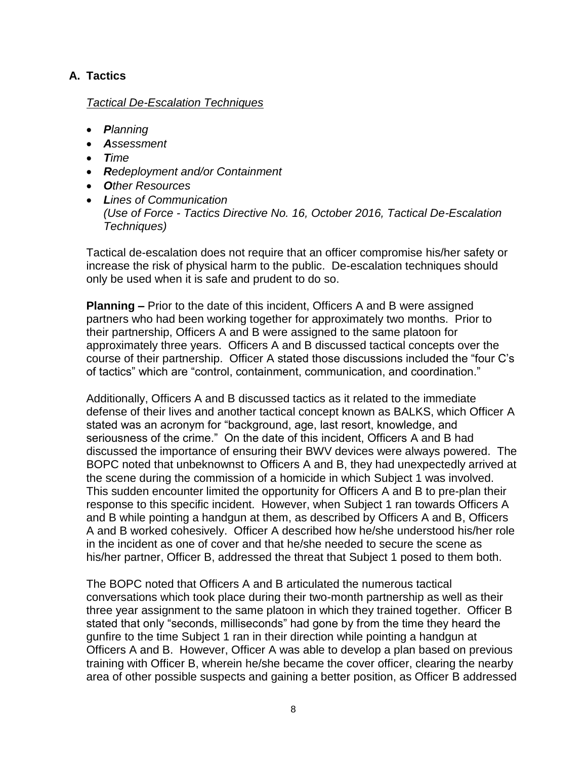## A. Tactics

*Tactical De-Escalation Techniques*

- ***P**lanning*
- ***A**ssessment*
- ***T**ime*
- ***R**edeployment and/or Containment*
- ***O**ther Resources*
- ***L**ines of Communication*
  *(Use of Force - Tactics Directive No. 16, October 2016, Tactical De-Escalation Techniques)*

Tactical de-escalation does not require that an officer compromise his/her safety or increase the risk of physical harm to the public. De-escalation techniques should only be used when it is safe and prudent to do so.

**Planning –** Prior to the date of this incident, Officers A and B were assigned partners who had been working together for approximately two months. Prior to their partnership, Officers A and B were assigned to the same platoon for approximately three years. Officers A and B discussed tactical concepts over the course of their partnership. Officer A stated those discussions included the "four C's of tactics" which are "control, containment, communication, and coordination."

Additionally, Officers A and B discussed tactics as it related to the immediate defense of their lives and another tactical concept known as BALKS, which Officer A stated was an acronym for "background, age, last resort, knowledge, and seriousness of the crime." On the date of this incident, Officers A and B had discussed the importance of ensuring their BWV devices were always powered. The BOPC noted that unbeknownst to Officers A and B, they had unexpectedly arrived at the scene during the commission of a homicide in which Subject 1 was involved. This sudden encounter limited the opportunity for Officers A and B to pre-plan their response to this specific incident. However, when Subject 1 ran towards Officers A and B while pointing a handgun at them, as described by Officers A and B, Officers A and B worked cohesively. Officer A described how he/she understood his/her role in the incident as one of cover and that he/she needed to secure the scene as his/her partner, Officer B, addressed the threat that Subject 1 posed to them both.

The BOPC noted that Officers A and B articulated the numerous tactical conversations which took place during their two-month partnership as well as their three year assignment to the same platoon in which they trained together. Officer B stated that only "seconds, milliseconds" had gone by from the time they heard the gunfire to the time Subject 1 ran in their direction while pointing a handgun at Officers A and B. However, Officer A was able to develop a plan based on previous training with Officer B, wherein he/she became the cover officer, clearing the nearby area of other possible suspects and gaining a better position, as Officer B addressed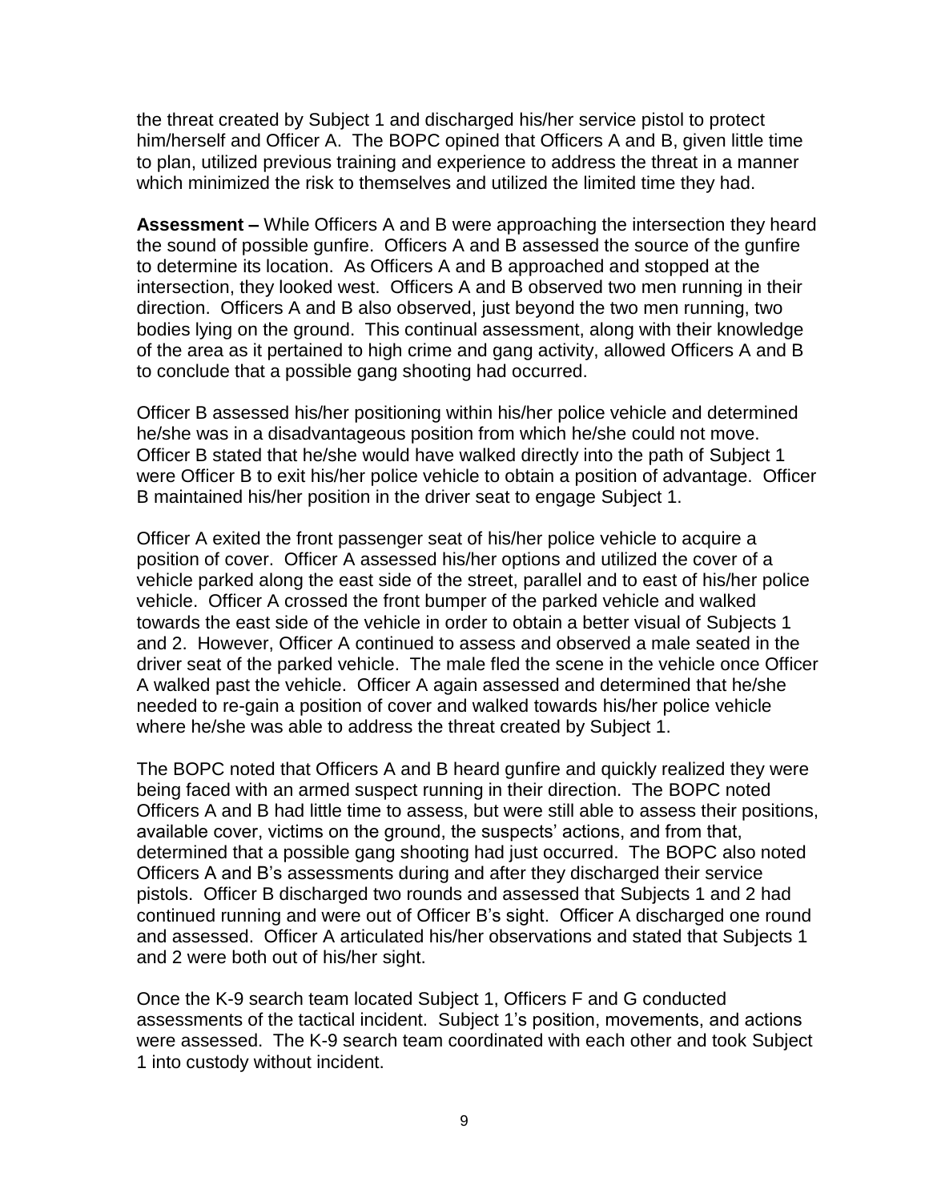the threat created by Subject 1 and discharged his/her service pistol to protect him/herself and Officer A. The BOPC opined that Officers A and B, given little time to plan, utilized previous training and experience to address the threat in a manner which minimized the risk to themselves and utilized the limited time they had.

**Assessment –** While Officers A and B were approaching the intersection they heard the sound of possible gunfire. Officers A and B assessed the source of the gunfire to determine its location. As Officers A and B approached and stopped at the intersection, they looked west. Officers A and B observed two men running in their direction. Officers A and B also observed, just beyond the two men running, two bodies lying on the ground. This continual assessment, along with their knowledge of the area as it pertained to high crime and gang activity, allowed Officers A and B to conclude that a possible gang shooting had occurred.

Officer B assessed his/her positioning within his/her police vehicle and determined he/she was in a disadvantageous position from which he/she could not move. Officer B stated that he/she would have walked directly into the path of Subject 1 were Officer B to exit his/her police vehicle to obtain a position of advantage. Officer B maintained his/her position in the driver seat to engage Subject 1.

Officer A exited the front passenger seat of his/her police vehicle to acquire a position of cover. Officer A assessed his/her options and utilized the cover of a vehicle parked along the east side of the street, parallel and to east of his/her police vehicle. Officer A crossed the front bumper of the parked vehicle and walked towards the east side of the vehicle in order to obtain a better visual of Subjects 1 and 2. However, Officer A continued to assess and observed a male seated in the driver seat of the parked vehicle. The male fled the scene in the vehicle once Officer A walked past the vehicle. Officer A again assessed and determined that he/she needed to re-gain a position of cover and walked towards his/her police vehicle where he/she was able to address the threat created by Subject 1.

The BOPC noted that Officers A and B heard gunfire and quickly realized they were being faced with an armed suspect running in their direction. The BOPC noted Officers A and B had little time to assess, but were still able to assess their positions, available cover, victims on the ground, the suspects' actions, and from that, determined that a possible gang shooting had just occurred. The BOPC also noted Officers A and B's assessments during and after they discharged their service pistols. Officer B discharged two rounds and assessed that Subjects 1 and 2 had continued running and were out of Officer B's sight. Officer A discharged one round and assessed. Officer A articulated his/her observations and stated that Subjects 1 and 2 were both out of his/her sight.

Once the K-9 search team located Subject 1, Officers F and G conducted assessments of the tactical incident. Subject 1's position, movements, and actions were assessed. The K-9 search team coordinated with each other and took Subject 1 into custody without incident.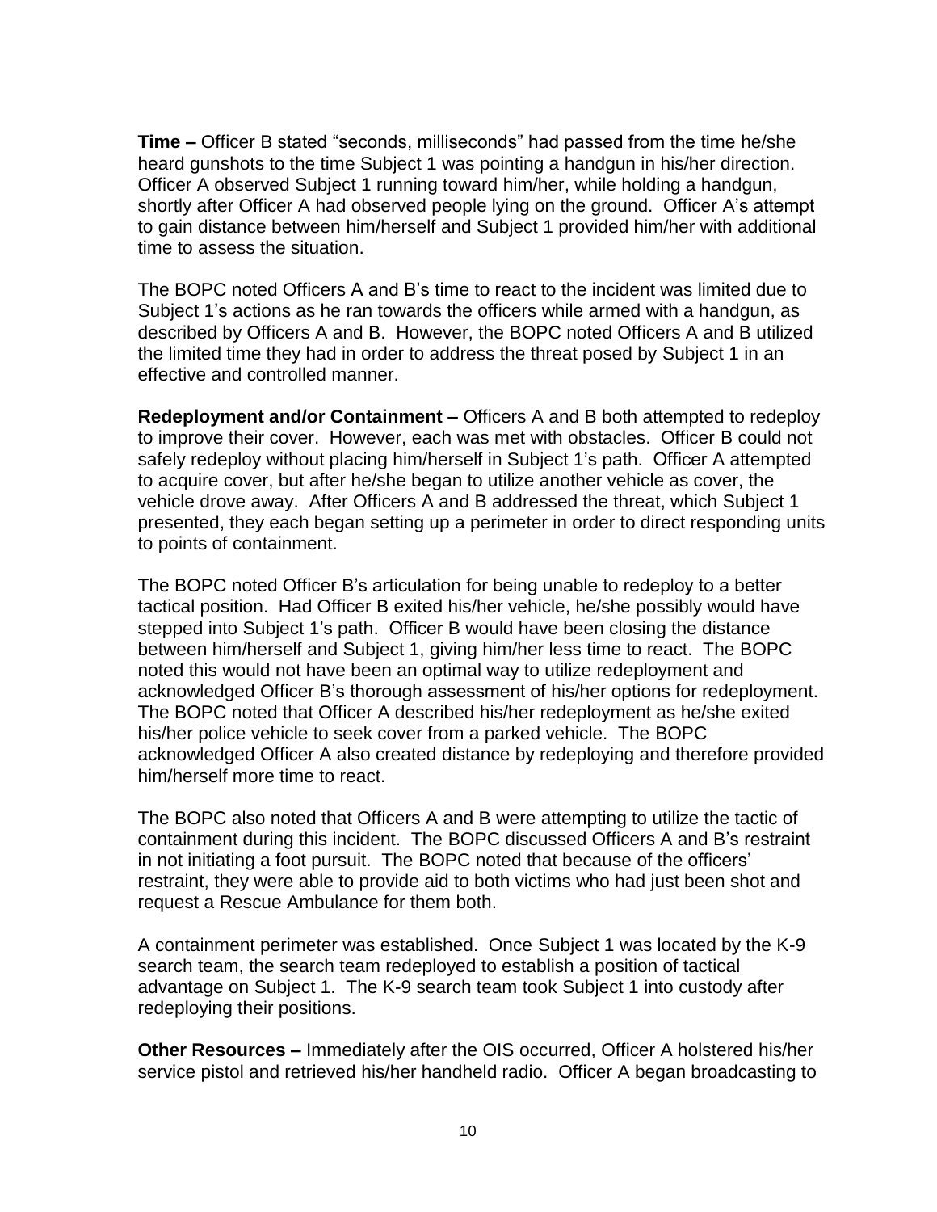**Time –** Officer B stated "seconds, milliseconds" had passed from the time he/she heard gunshots to the time Subject 1 was pointing a handgun in his/her direction. Officer A observed Subject 1 running toward him/her, while holding a handgun, shortly after Officer A had observed people lying on the ground. Officer A's attempt to gain distance between him/herself and Subject 1 provided him/her with additional time to assess the situation.

The BOPC noted Officers A and B's time to react to the incident was limited due to Subject 1's actions as he ran towards the officers while armed with a handgun, as described by Officers A and B. However, the BOPC noted Officers A and B utilized the limited time they had in order to address the threat posed by Subject 1 in an effective and controlled manner.

**Redeployment and/or Containment –** Officers A and B both attempted to redeploy to improve their cover. However, each was met with obstacles. Officer B could not safely redeploy without placing him/herself in Subject 1's path. Officer A attempted to acquire cover, but after he/she began to utilize another vehicle as cover, the vehicle drove away. After Officers A and B addressed the threat, which Subject 1 presented, they each began setting up a perimeter in order to direct responding units to points of containment.

The BOPC noted Officer B's articulation for being unable to redeploy to a better tactical position. Had Officer B exited his/her vehicle, he/she possibly would have stepped into Subject 1's path. Officer B would have been closing the distance between him/herself and Subject 1, giving him/her less time to react. The BOPC noted this would not have been an optimal way to utilize redeployment and acknowledged Officer B's thorough assessment of his/her options for redeployment. The BOPC noted that Officer A described his/her redeployment as he/she exited his/her police vehicle to seek cover from a parked vehicle. The BOPC acknowledged Officer A also created distance by redeploying and therefore provided him/herself more time to react.

The BOPC also noted that Officers A and B were attempting to utilize the tactic of containment during this incident. The BOPC discussed Officers A and B's restraint in not initiating a foot pursuit. The BOPC noted that because of the officers' restraint, they were able to provide aid to both victims who had just been shot and request a Rescue Ambulance for them both.

A containment perimeter was established. Once Subject 1 was located by the K-9 search team, the search team redeployed to establish a position of tactical advantage on Subject 1. The K-9 search team took Subject 1 into custody after redeploying their positions.

**Other Resources –** Immediately after the OIS occurred, Officer A holstered his/her service pistol and retrieved his/her handheld radio. Officer A began broadcasting to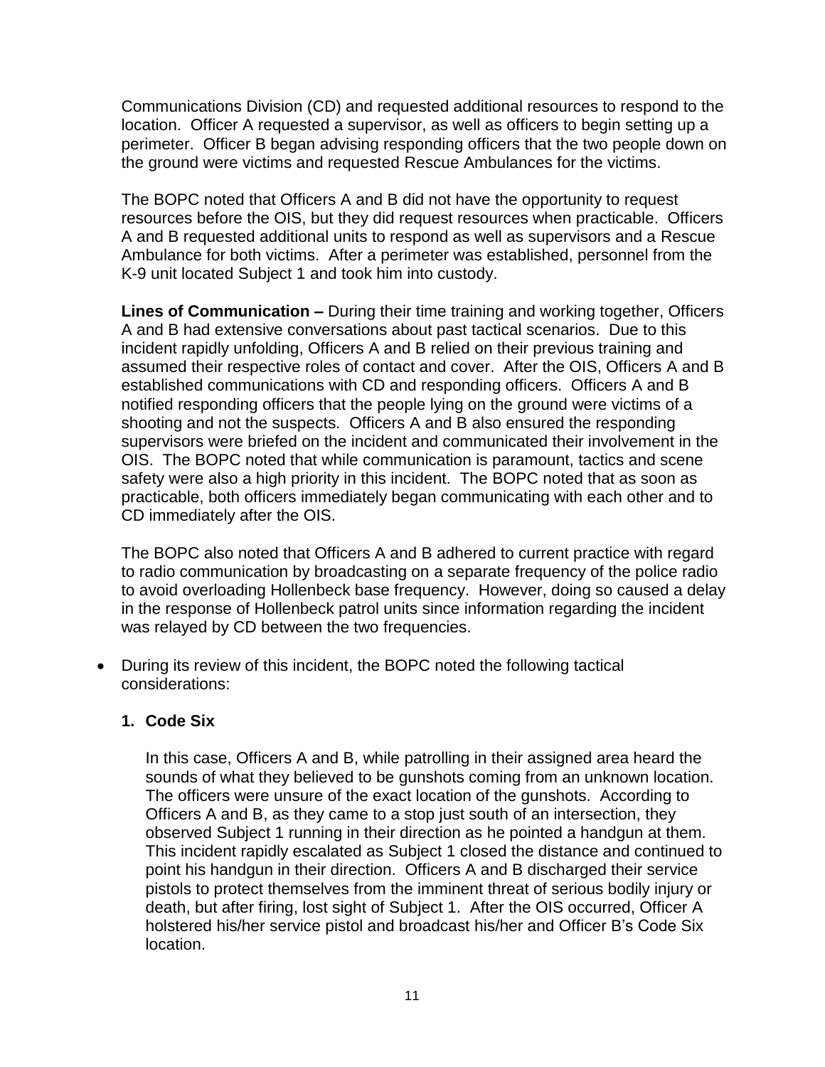Communications Division (CD) and requested additional resources to respond to the location. Officer A requested a supervisor, as well as officers to begin setting up a perimeter. Officer B began advising responding officers that the two people down on the ground were victims and requested Rescue Ambulances for the victims.

The BOPC noted that Officers A and B did not have the opportunity to request resources before the OIS, but they did request resources when practicable. Officers A and B requested additional units to respond as well as supervisors and a Rescue Ambulance for both victims. After a perimeter was established, personnel from the K-9 unit located Subject 1 and took him into custody.

**Lines of Communication –** During their time training and working together, Officers A and B had extensive conversations about past tactical scenarios. Due to this incident rapidly unfolding, Officers A and B relied on their previous training and assumed their respective roles of contact and cover. After the OIS, Officers A and B established communications with CD and responding officers. Officers A and B notified responding officers that the people lying on the ground were victims of a shooting and not the suspects. Officers A and B also ensured the responding supervisors were briefed on the incident and communicated their involvement in the OIS. The BOPC noted that while communication is paramount, tactics and scene safety were also a high priority in this incident. The BOPC noted that as soon as practicable, both officers immediately began communicating with each other and to CD immediately after the OIS.

The BOPC also noted that Officers A and B adhered to current practice with regard to radio communication by broadcasting on a separate frequency of the police radio to avoid overloading Hollenbeck base frequency. However, doing so caused a delay in the response of Hollenbeck patrol units since information regarding the incident was relayed by CD between the two frequencies.

- During its review of this incident, the BOPC noted the following tactical considerations:

  **1. Code Six**

  In this case, Officers A and B, while patrolling in their assigned area heard the sounds of what they believed to be gunshots coming from an unknown location. The officers were unsure of the exact location of the gunshots. According to Officers A and B, as they came to a stop just south of an intersection, they observed Subject 1 running in their direction as he pointed a handgun at them. This incident rapidly escalated as Subject 1 closed the distance and continued to point his handgun in their direction. Officers A and B discharged their service pistols to protect themselves from the imminent threat of serious bodily injury or death, but after firing, lost sight of Subject 1. After the OIS occurred, Officer A holstered his/her service pistol and broadcast his/her and Officer B's Code Six location.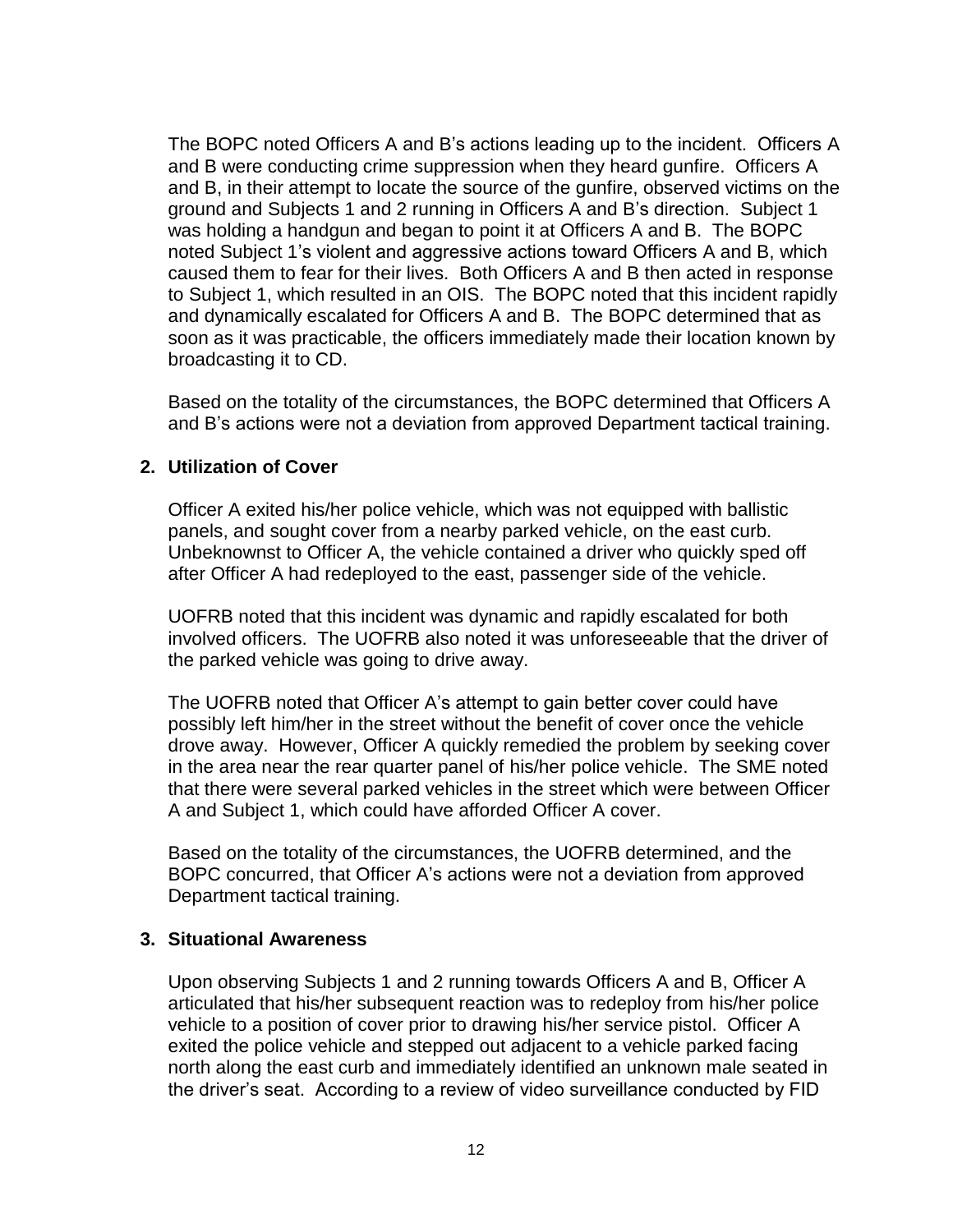The BOPC noted Officers A and B's actions leading up to the incident. Officers A and B were conducting crime suppression when they heard gunfire. Officers A and B, in their attempt to locate the source of the gunfire, observed victims on the ground and Subjects 1 and 2 running in Officers A and B's direction. Subject 1 was holding a handgun and began to point it at Officers A and B. The BOPC noted Subject 1's violent and aggressive actions toward Officers A and B, which caused them to fear for their lives. Both Officers A and B then acted in response to Subject 1, which resulted in an OIS. The BOPC noted that this incident rapidly and dynamically escalated for Officers A and B. The BOPC determined that as soon as it was practicable, the officers immediately made their location known by broadcasting it to CD.

Based on the totality of the circumstances, the BOPC determined that Officers A and B's actions were not a deviation from approved Department tactical training.

**2. Utilization of Cover**

Officer A exited his/her police vehicle, which was not equipped with ballistic panels, and sought cover from a nearby parked vehicle, on the east curb. Unbeknownst to Officer A, the vehicle contained a driver who quickly sped off after Officer A had redeployed to the east, passenger side of the vehicle.

UOFRB noted that this incident was dynamic and rapidly escalated for both involved officers. The UOFRB also noted it was unforeseeable that the driver of the parked vehicle was going to drive away.

The UOFRB noted that Officer A's attempt to gain better cover could have possibly left him/her in the street without the benefit of cover once the vehicle drove away. However, Officer A quickly remedied the problem by seeking cover in the area near the rear quarter panel of his/her police vehicle. The SME noted that there were several parked vehicles in the street which were between Officer A and Subject 1, which could have afforded Officer A cover.

Based on the totality of the circumstances, the UOFRB determined, and the BOPC concurred, that Officer A's actions were not a deviation from approved Department tactical training.

**3. Situational Awareness**

Upon observing Subjects 1 and 2 running towards Officers A and B, Officer A articulated that his/her subsequent reaction was to redeploy from his/her police vehicle to a position of cover prior to drawing his/her service pistol. Officer A exited the police vehicle and stepped out adjacent to a vehicle parked facing north along the east curb and immediately identified an unknown male seated in the driver's seat. According to a review of video surveillance conducted by FID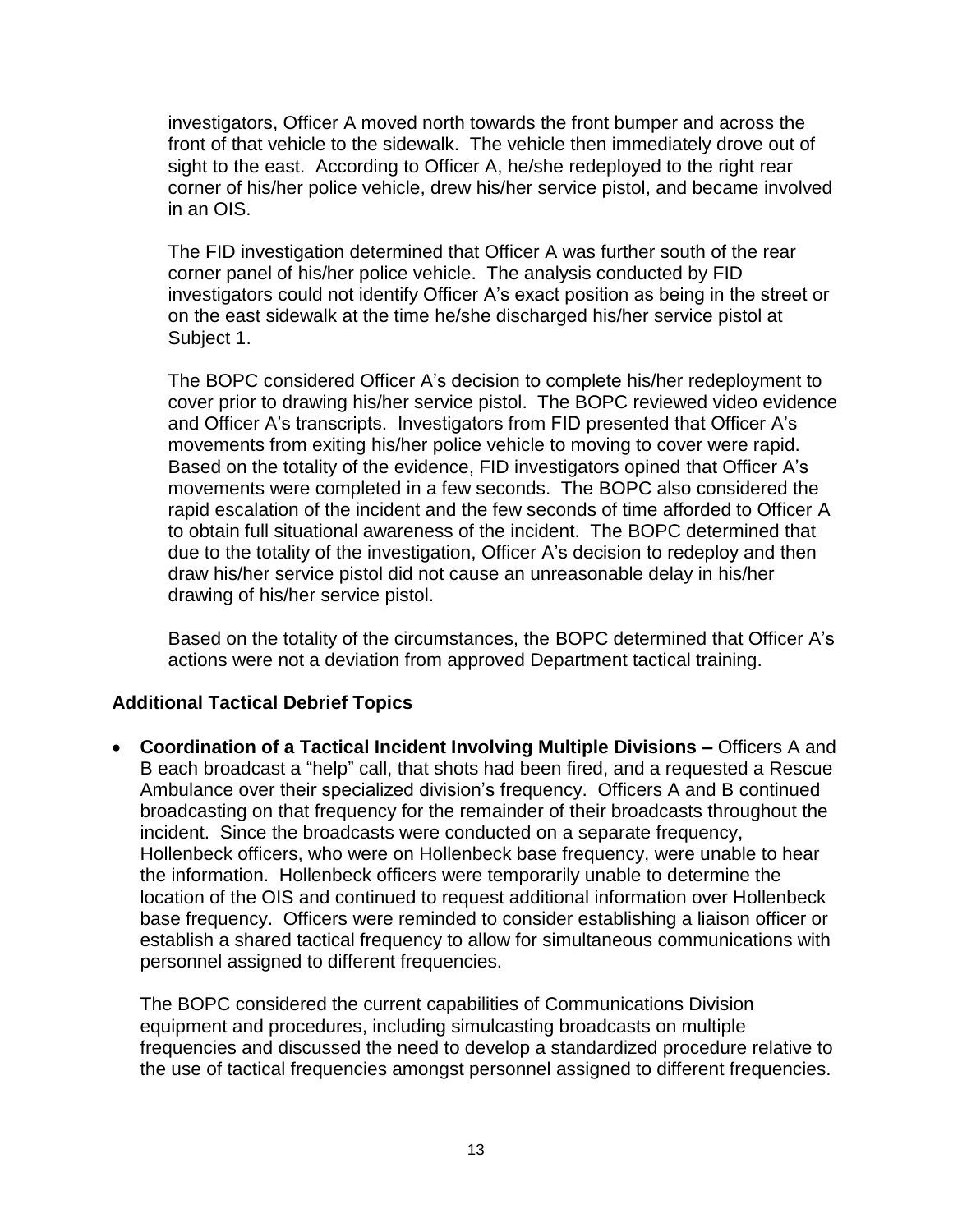investigators, Officer A moved north towards the front bumper and across the front of that vehicle to the sidewalk. The vehicle then immediately drove out of sight to the east. According to Officer A, he/she redeployed to the right rear corner of his/her police vehicle, drew his/her service pistol, and became involved in an OIS.

The FID investigation determined that Officer A was further south of the rear corner panel of his/her police vehicle. The analysis conducted by FID investigators could not identify Officer A's exact position as being in the street or on the east sidewalk at the time he/she discharged his/her service pistol at Subject 1.

The BOPC considered Officer A's decision to complete his/her redeployment to cover prior to drawing his/her service pistol. The BOPC reviewed video evidence and Officer A's transcripts. Investigators from FID presented that Officer A's movements from exiting his/her police vehicle to moving to cover were rapid. Based on the totality of the evidence, FID investigators opined that Officer A's movements were completed in a few seconds. The BOPC also considered the rapid escalation of the incident and the few seconds of time afforded to Officer A to obtain full situational awareness of the incident. The BOPC determined that due to the totality of the investigation, Officer A's decision to redeploy and then draw his/her service pistol did not cause an unreasonable delay in his/her drawing of his/her service pistol.

Based on the totality of the circumstances, the BOPC determined that Officer A's actions were not a deviation from approved Department tactical training.

## Additional Tactical Debrief Topics

- **Coordination of a Tactical Incident Involving Multiple Divisions –** Officers A and B each broadcast a "help" call, that shots had been fired, and a requested a Rescue Ambulance over their specialized division's frequency. Officers A and B continued broadcasting on that frequency for the remainder of their broadcasts throughout the incident. Since the broadcasts were conducted on a separate frequency, Hollenbeck officers, who were on Hollenbeck base frequency, were unable to hear the information. Hollenbeck officers were temporarily unable to determine the location of the OIS and continued to request additional information over Hollenbeck base frequency. Officers were reminded to consider establishing a liaison officer or establish a shared tactical frequency to allow for simultaneous communications with personnel assigned to different frequencies.

  The BOPC considered the current capabilities of Communications Division equipment and procedures, including simulcasting broadcasts on multiple frequencies and discussed the need to develop a standardized procedure relative to the use of tactical frequencies amongst personnel assigned to different frequencies.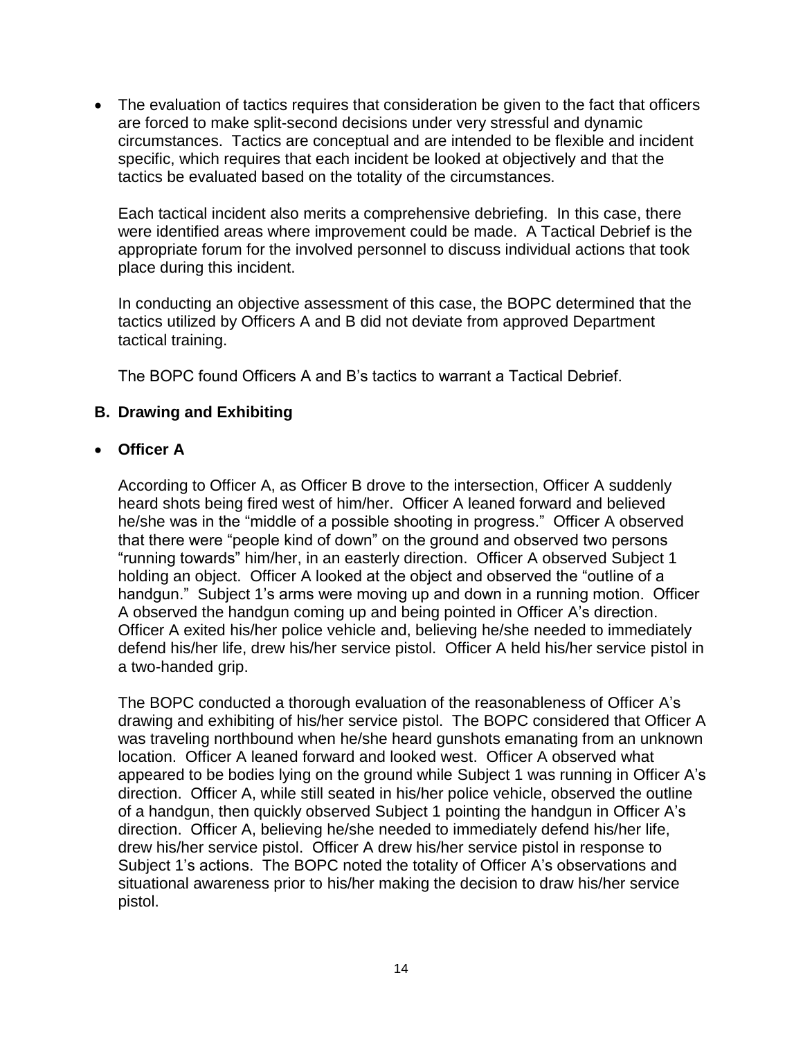- The evaluation of tactics requires that consideration be given to the fact that officers are forced to make split-second decisions under very stressful and dynamic circumstances. Tactics are conceptual and are intended to be flexible and incident specific, which requires that each incident be looked at objectively and that the tactics be evaluated based on the totality of the circumstances.

  Each tactical incident also merits a comprehensive debriefing. In this case, there were identified areas where improvement could be made. A Tactical Debrief is the appropriate forum for the involved personnel to discuss individual actions that took place during this incident.

  In conducting an objective assessment of this case, the BOPC determined that the tactics utilized by Officers A and B did not deviate from approved Department tactical training.

  The BOPC found Officers A and B's tactics to warrant a Tactical Debrief.

### B. Drawing and Exhibiting

- **Officer A**

  According to Officer A, as Officer B drove to the intersection, Officer A suddenly heard shots being fired west of him/her. Officer A leaned forward and believed he/she was in the "middle of a possible shooting in progress." Officer A observed that there were "people kind of down" on the ground and observed two persons "running towards" him/her, in an easterly direction. Officer A observed Subject 1 holding an object. Officer A looked at the object and observed the "outline of a handgun." Subject 1's arms were moving up and down in a running motion. Officer A observed the handgun coming up and being pointed in Officer A's direction. Officer A exited his/her police vehicle and, believing he/she needed to immediately defend his/her life, drew his/her service pistol. Officer A held his/her service pistol in a two-handed grip.

  The BOPC conducted a thorough evaluation of the reasonableness of Officer A's drawing and exhibiting of his/her service pistol. The BOPC considered that Officer A was traveling northbound when he/she heard gunshots emanating from an unknown location. Officer A leaned forward and looked west. Officer A observed what appeared to be bodies lying on the ground while Subject 1 was running in Officer A's direction. Officer A, while still seated in his/her police vehicle, observed the outline of a handgun, then quickly observed Subject 1 pointing the handgun in Officer A's direction. Officer A, believing he/she needed to immediately defend his/her life, drew his/her service pistol. Officer A drew his/her service pistol in response to Subject 1's actions. The BOPC noted the totality of Officer A's observations and situational awareness prior to his/her making the decision to draw his/her service pistol.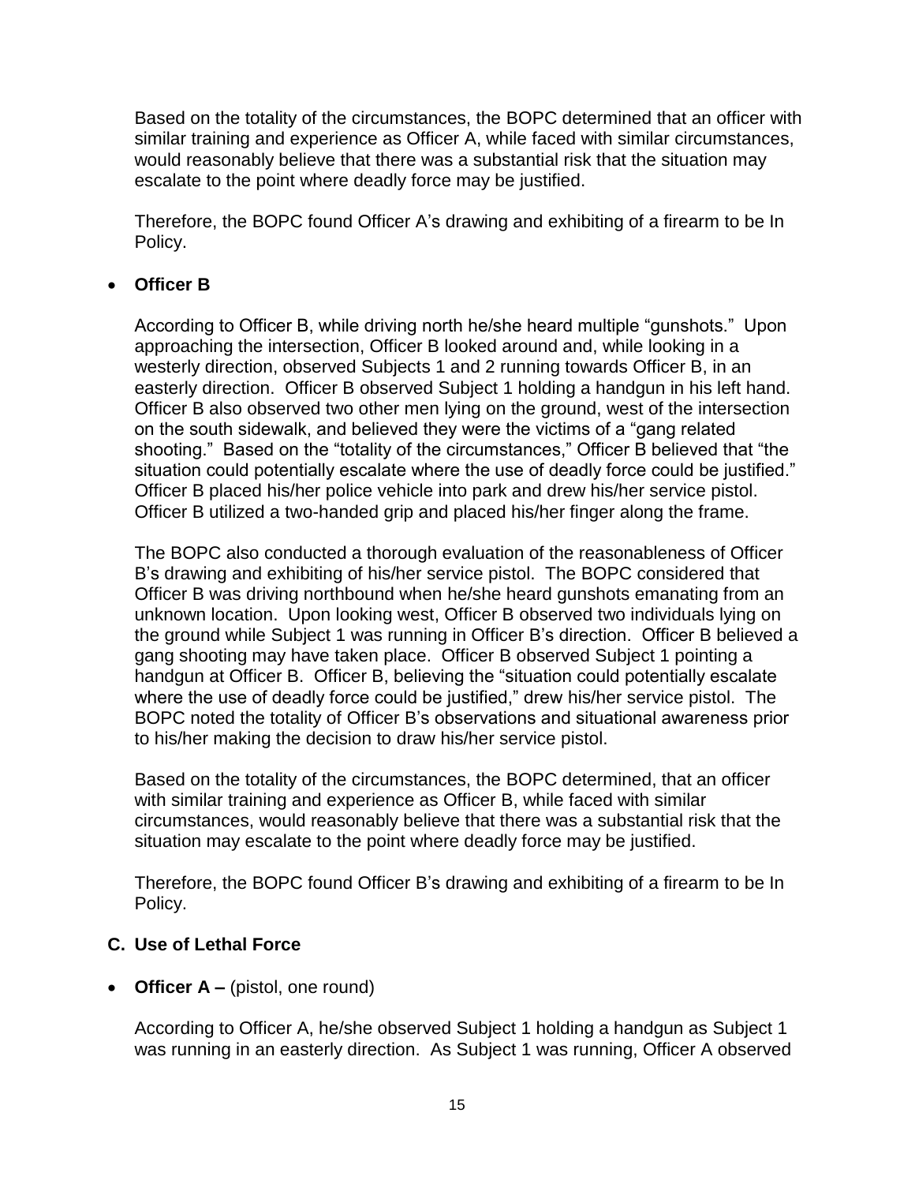Based on the totality of the circumstances, the BOPC determined that an officer with similar training and experience as Officer A, while faced with similar circumstances, would reasonably believe that there was a substantial risk that the situation may escalate to the point where deadly force may be justified.

Therefore, the BOPC found Officer A's drawing and exhibiting of a firearm to be In Policy.

- **Officer B**

According to Officer B, while driving north he/she heard multiple "gunshots." Upon approaching the intersection, Officer B looked around and, while looking in a westerly direction, observed Subjects 1 and 2 running towards Officer B, in an easterly direction. Officer B observed Subject 1 holding a handgun in his left hand. Officer B also observed two other men lying on the ground, west of the intersection on the south sidewalk, and believed they were the victims of a "gang related shooting." Based on the "totality of the circumstances," Officer B believed that "the situation could potentially escalate where the use of deadly force could be justified." Officer B placed his/her police vehicle into park and drew his/her service pistol. Officer B utilized a two-handed grip and placed his/her finger along the frame.

The BOPC also conducted a thorough evaluation of the reasonableness of Officer B's drawing and exhibiting of his/her service pistol. The BOPC considered that Officer B was driving northbound when he/she heard gunshots emanating from an unknown location. Upon looking west, Officer B observed two individuals lying on the ground while Subject 1 was running in Officer B's direction. Officer B believed a gang shooting may have taken place. Officer B observed Subject 1 pointing a handgun at Officer B. Officer B, believing the "situation could potentially escalate where the use of deadly force could be justified," drew his/her service pistol. The BOPC noted the totality of Officer B's observations and situational awareness prior to his/her making the decision to draw his/her service pistol.

Based on the totality of the circumstances, the BOPC determined, that an officer with similar training and experience as Officer B, while faced with similar circumstances, would reasonably believe that there was a substantial risk that the situation may escalate to the point where deadly force may be justified.

Therefore, the BOPC found Officer B's drawing and exhibiting of a firearm to be In Policy.

### C. Use of Lethal Force

- **Officer A –** (pistol, one round)

According to Officer A, he/she observed Subject 1 holding a handgun as Subject 1 was running in an easterly direction. As Subject 1 was running, Officer A observed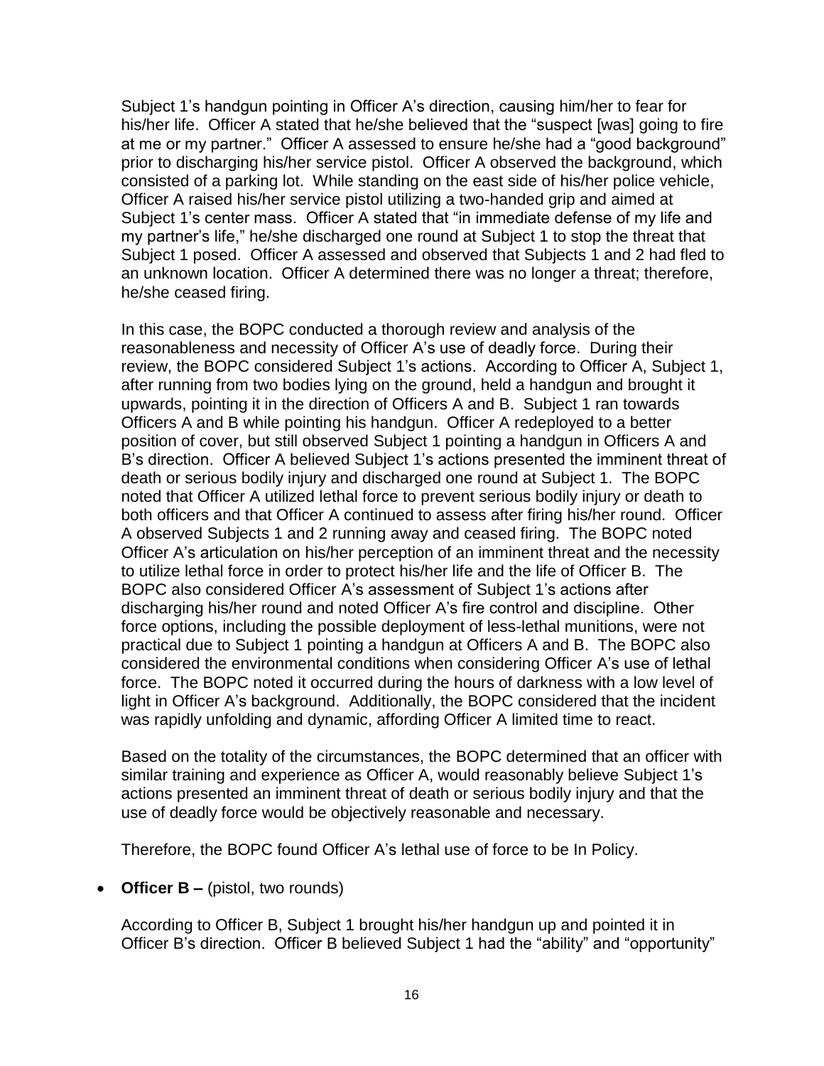Subject 1's handgun pointing in Officer A's direction, causing him/her to fear for his/her life. Officer A stated that he/she believed that the "suspect [was] going to fire at me or my partner." Officer A assessed to ensure he/she had a "good background" prior to discharging his/her service pistol. Officer A observed the background, which consisted of a parking lot. While standing on the east side of his/her police vehicle, Officer A raised his/her service pistol utilizing a two-handed grip and aimed at Subject 1's center mass. Officer A stated that "in immediate defense of my life and my partner's life," he/she discharged one round at Subject 1 to stop the threat that Subject 1 posed. Officer A assessed and observed that Subjects 1 and 2 had fled to an unknown location. Officer A determined there was no longer a threat; therefore, he/she ceased firing.

In this case, the BOPC conducted a thorough review and analysis of the reasonableness and necessity of Officer A's use of deadly force. During their review, the BOPC considered Subject 1's actions. According to Officer A, Subject 1, after running from two bodies lying on the ground, held a handgun and brought it upwards, pointing it in the direction of Officers A and B. Subject 1 ran towards Officers A and B while pointing his handgun. Officer A redeployed to a better position of cover, but still observed Subject 1 pointing a handgun in Officers A and B's direction. Officer A believed Subject 1's actions presented the imminent threat of death or serious bodily injury and discharged one round at Subject 1. The BOPC noted that Officer A utilized lethal force to prevent serious bodily injury or death to both officers and that Officer A continued to assess after firing his/her round. Officer A observed Subjects 1 and 2 running away and ceased firing. The BOPC noted Officer A's articulation on his/her perception of an imminent threat and the necessity to utilize lethal force in order to protect his/her life and the life of Officer B. The BOPC also considered Officer A's assessment of Subject 1's actions after discharging his/her round and noted Officer A's fire control and discipline. Other force options, including the possible deployment of less-lethal munitions, were not practical due to Subject 1 pointing a handgun at Officers A and B. The BOPC also considered the environmental conditions when considering Officer A's use of lethal force. The BOPC noted it occurred during the hours of darkness with a low level of light in Officer A's background. Additionally, the BOPC considered that the incident was rapidly unfolding and dynamic, affording Officer A limited time to react.

Based on the totality of the circumstances, the BOPC determined that an officer with similar training and experience as Officer A, would reasonably believe Subject 1's actions presented an imminent threat of death or serious bodily injury and that the use of deadly force would be objectively reasonable and necessary.

Therefore, the BOPC found Officer A's lethal use of force to be In Policy.

- **Officer B –** (pistol, two rounds)

  According to Officer B, Subject 1 brought his/her handgun up and pointed it in Officer B's direction. Officer B believed Subject 1 had the "ability" and "opportunity"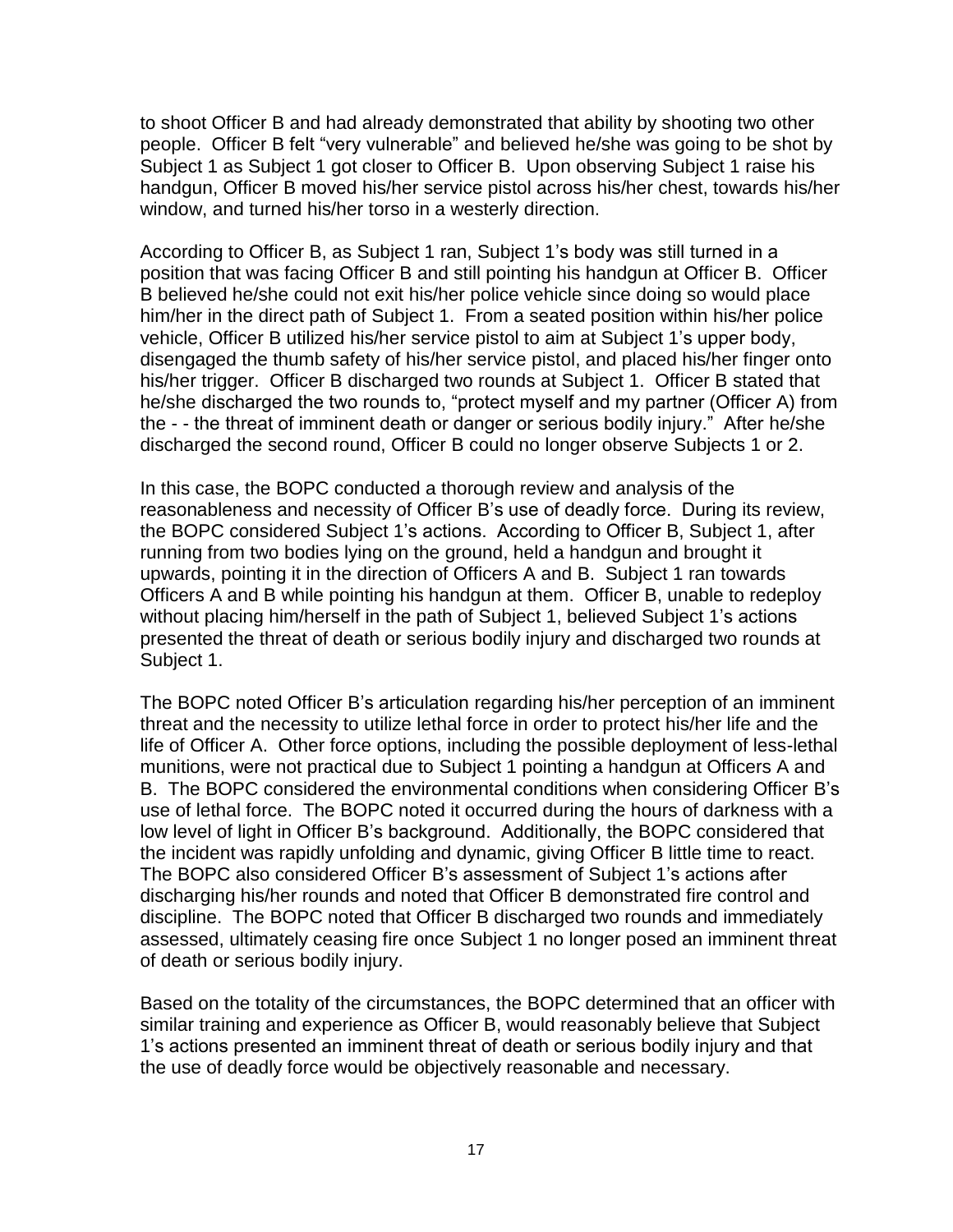to shoot Officer B and had already demonstrated that ability by shooting two other people. Officer B felt "very vulnerable" and believed he/she was going to be shot by Subject 1 as Subject 1 got closer to Officer B. Upon observing Subject 1 raise his handgun, Officer B moved his/her service pistol across his/her chest, towards his/her window, and turned his/her torso in a westerly direction.

According to Officer B, as Subject 1 ran, Subject 1's body was still turned in a position that was facing Officer B and still pointing his handgun at Officer B. Officer B believed he/she could not exit his/her police vehicle since doing so would place him/her in the direct path of Subject 1. From a seated position within his/her police vehicle, Officer B utilized his/her service pistol to aim at Subject 1's upper body, disengaged the thumb safety of his/her service pistol, and placed his/her finger onto his/her trigger. Officer B discharged two rounds at Subject 1. Officer B stated that he/she discharged the two rounds to, "protect myself and my partner (Officer A) from the - - the threat of imminent death or danger or serious bodily injury." After he/she discharged the second round, Officer B could no longer observe Subjects 1 or 2.

In this case, the BOPC conducted a thorough review and analysis of the reasonableness and necessity of Officer B's use of deadly force. During its review, the BOPC considered Subject 1's actions. According to Officer B, Subject 1, after running from two bodies lying on the ground, held a handgun and brought it upwards, pointing it in the direction of Officers A and B. Subject 1 ran towards Officers A and B while pointing his handgun at them. Officer B, unable to redeploy without placing him/herself in the path of Subject 1, believed Subject 1's actions presented the threat of death or serious bodily injury and discharged two rounds at Subject 1.

The BOPC noted Officer B's articulation regarding his/her perception of an imminent threat and the necessity to utilize lethal force in order to protect his/her life and the life of Officer A. Other force options, including the possible deployment of less-lethal munitions, were not practical due to Subject 1 pointing a handgun at Officers A and B. The BOPC considered the environmental conditions when considering Officer B's use of lethal force. The BOPC noted it occurred during the hours of darkness with a low level of light in Officer B's background. Additionally, the BOPC considered that the incident was rapidly unfolding and dynamic, giving Officer B little time to react. The BOPC also considered Officer B's assessment of Subject 1's actions after discharging his/her rounds and noted that Officer B demonstrated fire control and discipline. The BOPC noted that Officer B discharged two rounds and immediately assessed, ultimately ceasing fire once Subject 1 no longer posed an imminent threat of death or serious bodily injury.

Based on the totality of the circumstances, the BOPC determined that an officer with similar training and experience as Officer B, would reasonably believe that Subject 1's actions presented an imminent threat of death or serious bodily injury and that the use of deadly force would be objectively reasonable and necessary.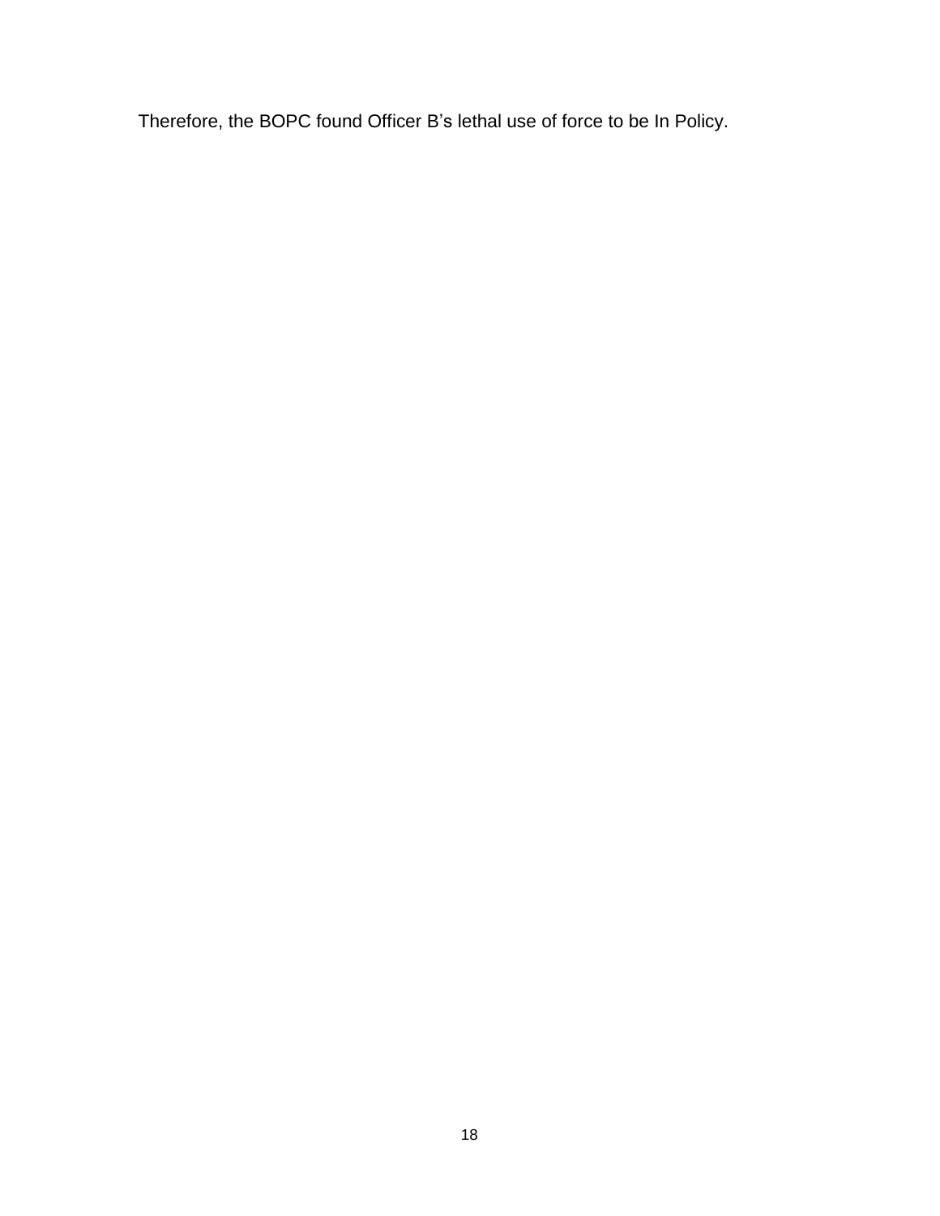Therefore, the BOPC found Officer B's lethal use of force to be In Policy.